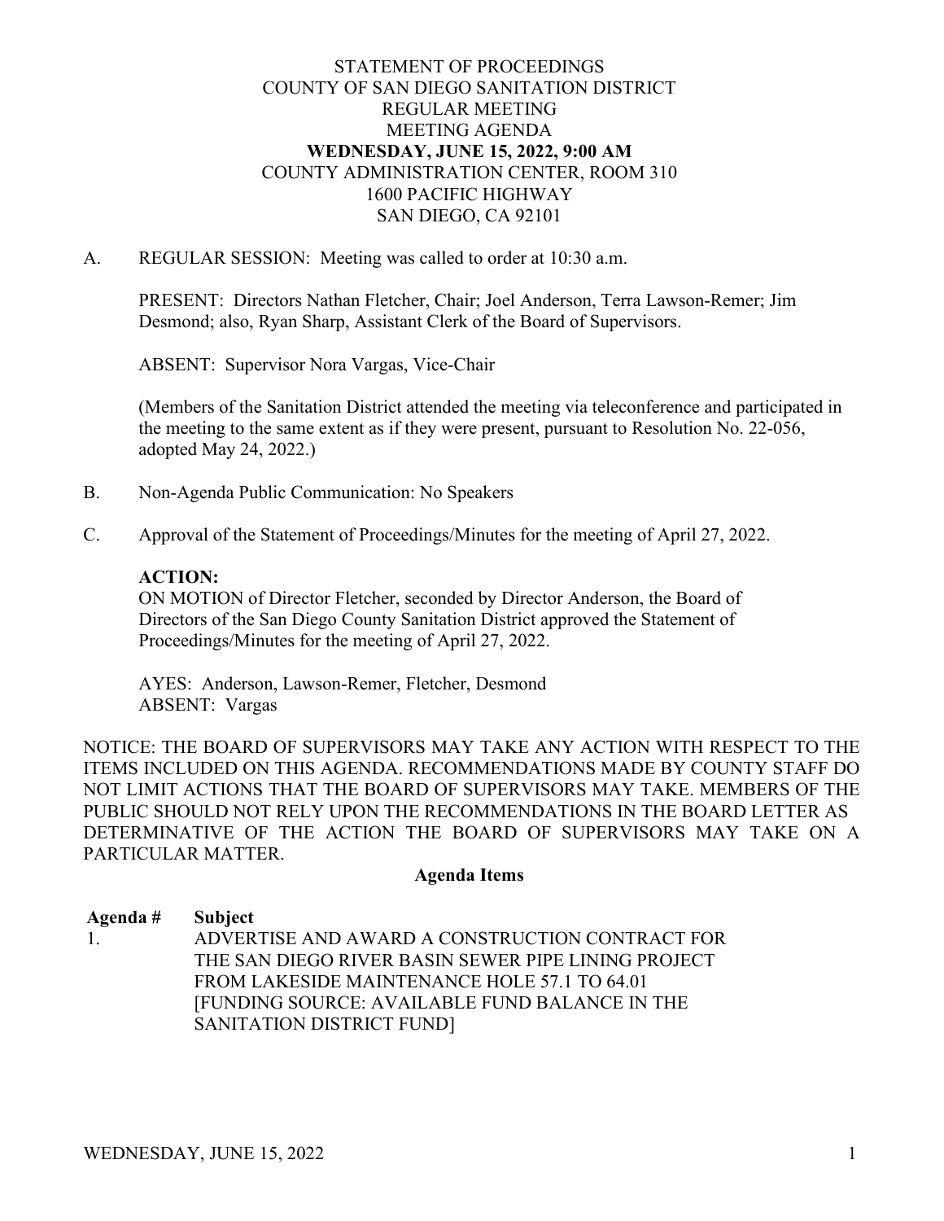# STATEMENT OF PROCEEDINGS
# COUNTY OF SAN DIEGO SANITATION DISTRICT
## REGULAR MEETING
## MEETING AGENDA
## **WEDNESDAY, JUNE 15, 2022, 9:00 AM**
COUNTY ADMINISTRATION CENTER, ROOM 310
1600 PACIFIC HIGHWAY
SAN DIEGO, CA 92101

A. REGULAR SESSION: Meeting was called to order at 10:30 a.m.

PRESENT: Directors Nathan Fletcher, Chair; Joel Anderson, Terra Lawson-Remer; Jim Desmond; also, Ryan Sharp, Assistant Clerk of the Board of Supervisors.

ABSENT: Supervisor Nora Vargas, Vice-Chair

(Members of the Sanitation District attended the meeting via teleconference and participated in the meeting to the same extent as if they were present, pursuant to Resolution No. 22-056, adopted May 24, 2022.)

B. Non-Agenda Public Communication: No Speakers

C. Approval of the Statement of Proceedings/Minutes for the meeting of April 27, 2022.

**ACTION:**
ON MOTION of Director Fletcher, seconded by Director Anderson, the Board of Directors of the San Diego County Sanitation District approved the Statement of Proceedings/Minutes for the meeting of April 27, 2022.

AYES: Anderson, Lawson-Remer, Fletcher, Desmond
ABSENT: Vargas

NOTICE: THE BOARD OF SUPERVISORS MAY TAKE ANY ACTION WITH RESPECT TO THE ITEMS INCLUDED ON THIS AGENDA. RECOMMENDATIONS MADE BY COUNTY STAFF DO NOT LIMIT ACTIONS THAT THE BOARD OF SUPERVISORS MAY TAKE. MEMBERS OF THE PUBLIC SHOULD NOT RELY UPON THE RECOMMENDATIONS IN THE BOARD LETTER AS DETERMINATIVE OF THE ACTION THE BOARD OF SUPERVISORS MAY TAKE ON A PARTICULAR MATTER.

**Agenda Items**

| **Agenda #** | **Subject** |
| --- | --- |
| 1. | ADVERTISE AND AWARD A CONSTRUCTION CONTRACT FOR THE SAN DIEGO RIVER BASIN SEWER PIPE LINING PROJECT FROM LAKESIDE MAINTENANCE HOLE 57.1 TO 64.01 [FUNDING SOURCE: AVAILABLE FUND BALANCE IN THE SANITATION DISTRICT FUND] |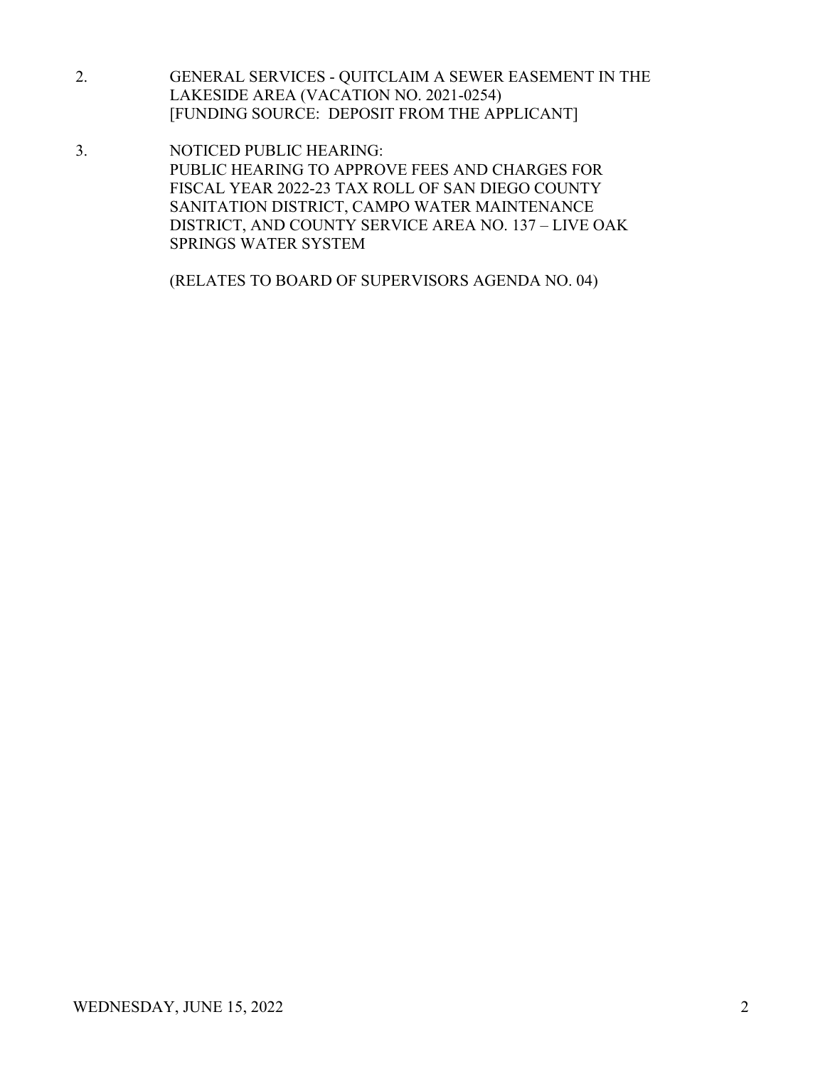2. GENERAL SERVICES - QUITCLAIM A SEWER EASEMENT IN THE LAKESIDE AREA (VACATION NO. 2021-0254)
   [FUNDING SOURCE: DEPOSIT FROM THE APPLICANT]

3. NOTICED PUBLIC HEARING:
   PUBLIC HEARING TO APPROVE FEES AND CHARGES FOR FISCAL YEAR 2022-23 TAX ROLL OF SAN DIEGO COUNTY SANITATION DISTRICT, CAMPO WATER MAINTENANCE DISTRICT, AND COUNTY SERVICE AREA NO. 137 – LIVE OAK SPRINGS WATER SYSTEM

   (RELATES TO BOARD OF SUPERVISORS AGENDA NO. 04)

WEDNESDAY, JUNE 15, 2022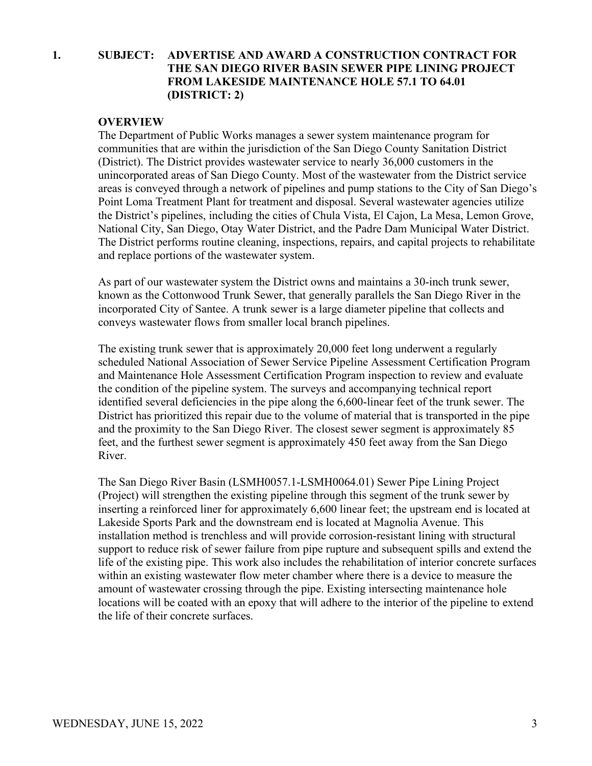**1. SUBJECT: ADVERTISE AND AWARD A CONSTRUCTION CONTRACT FOR THE SAN DIEGO RIVER BASIN SEWER PIPE LINING PROJECT FROM LAKESIDE MAINTENANCE HOLE 57.1 TO 64.01 (DISTRICT: 2)**

**OVERVIEW**

The Department of Public Works manages a sewer system maintenance program for communities that are within the jurisdiction of the San Diego County Sanitation District (District). The District provides wastewater service to nearly 36,000 customers in the unincorporated areas of San Diego County. Most of the wastewater from the District service areas is conveyed through a network of pipelines and pump stations to the City of San Diego's Point Loma Treatment Plant for treatment and disposal. Several wastewater agencies utilize the District's pipelines, including the cities of Chula Vista, El Cajon, La Mesa, Lemon Grove, National City, San Diego, Otay Water District, and the Padre Dam Municipal Water District. The District performs routine cleaning, inspections, repairs, and capital projects to rehabilitate and replace portions of the wastewater system.

As part of our wastewater system the District owns and maintains a 30-inch trunk sewer, known as the Cottonwood Trunk Sewer, that generally parallels the San Diego River in the incorporated City of Santee. A trunk sewer is a large diameter pipeline that collects and conveys wastewater flows from smaller local branch pipelines.

The existing trunk sewer that is approximately 20,000 feet long underwent a regularly scheduled National Association of Sewer Service Pipeline Assessment Certification Program and Maintenance Hole Assessment Certification Program inspection to review and evaluate the condition of the pipeline system. The surveys and accompanying technical report identified several deficiencies in the pipe along the 6,600-linear feet of the trunk sewer. The District has prioritized this repair due to the volume of material that is transported in the pipe and the proximity to the San Diego River. The closest sewer segment is approximately 85 feet, and the furthest sewer segment is approximately 450 feet away from the San Diego River.

The San Diego River Basin (LSMH0057.1-LSMH0064.01) Sewer Pipe Lining Project (Project) will strengthen the existing pipeline through this segment of the trunk sewer by inserting a reinforced liner for approximately 6,600 linear feet; the upstream end is located at Lakeside Sports Park and the downstream end is located at Magnolia Avenue. This installation method is trenchless and will provide corrosion-resistant lining with structural support to reduce risk of sewer failure from pipe rupture and subsequent spills and extend the life of the existing pipe. This work also includes the rehabilitation of interior concrete surfaces within an existing wastewater flow meter chamber where there is a device to measure the amount of wastewater crossing through the pipe. Existing intersecting maintenance hole locations will be coated with an epoxy that will adhere to the interior of the pipeline to extend the life of their concrete surfaces.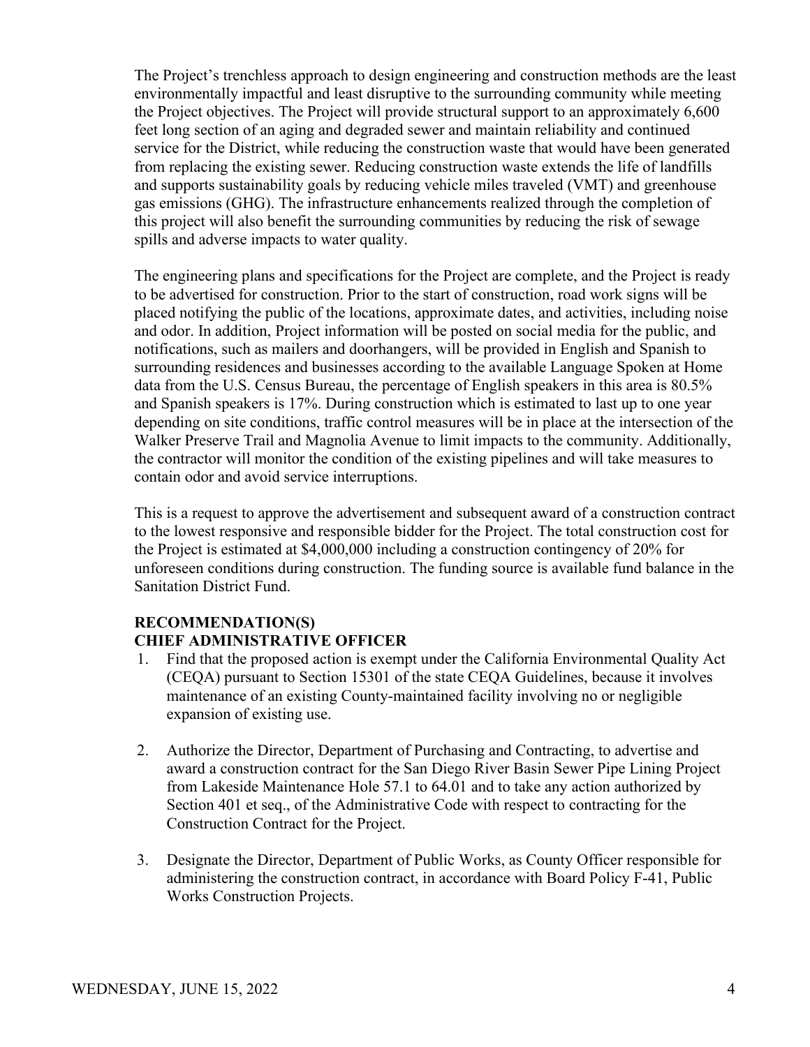The Project's trenchless approach to design engineering and construction methods are the least environmentally impactful and least disruptive to the surrounding community while meeting the Project objectives. The Project will provide structural support to an approximately 6,600 feet long section of an aging and degraded sewer and maintain reliability and continued service for the District, while reducing the construction waste that would have been generated from replacing the existing sewer. Reducing construction waste extends the life of landfills and supports sustainability goals by reducing vehicle miles traveled (VMT) and greenhouse gas emissions (GHG). The infrastructure enhancements realized through the completion of this project will also benefit the surrounding communities by reducing the risk of sewage spills and adverse impacts to water quality.

The engineering plans and specifications for the Project are complete, and the Project is ready to be advertised for construction. Prior to the start of construction, road work signs will be placed notifying the public of the locations, approximate dates, and activities, including noise and odor. In addition, Project information will be posted on social media for the public, and notifications, such as mailers and doorhangers, will be provided in English and Spanish to surrounding residences and businesses according to the available Language Spoken at Home data from the U.S. Census Bureau, the percentage of English speakers in this area is 80.5% and Spanish speakers is 17%. During construction which is estimated to last up to one year depending on site conditions, traffic control measures will be in place at the intersection of the Walker Preserve Trail and Magnolia Avenue to limit impacts to the community. Additionally, the contractor will monitor the condition of the existing pipelines and will take measures to contain odor and avoid service interruptions.

This is a request to approve the advertisement and subsequent award of a construction contract to the lowest responsive and responsible bidder for the Project. The total construction cost for the Project is estimated at $4,000,000 including a construction contingency of 20% for unforeseen conditions during construction. The funding source is available fund balance in the Sanitation District Fund.

**RECOMMENDATION(S)**
**CHIEF ADMINISTRATIVE OFFICER**

1. Find that the proposed action is exempt under the California Environmental Quality Act (CEQA) pursuant to Section 15301 of the state CEQA Guidelines, because it involves maintenance of an existing County-maintained facility involving no or negligible expansion of existing use.

2. Authorize the Director, Department of Purchasing and Contracting, to advertise and award a construction contract for the San Diego River Basin Sewer Pipe Lining Project from Lakeside Maintenance Hole 57.1 to 64.01 and to take any action authorized by Section 401 et seq., of the Administrative Code with respect to contracting for the Construction Contract for the Project.

3. Designate the Director, Department of Public Works, as County Officer responsible for administering the construction contract, in accordance with Board Policy F-41, Public Works Construction Projects.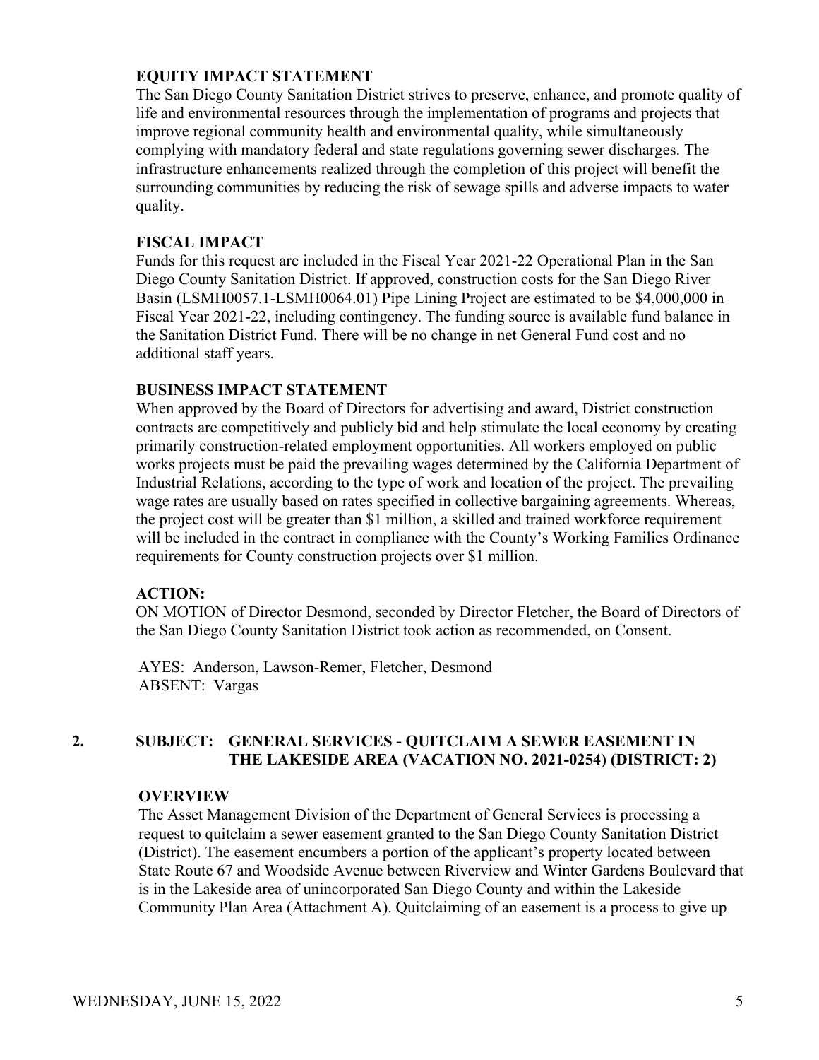### EQUITY IMPACT STATEMENT

The San Diego County Sanitation District strives to preserve, enhance, and promote quality of life and environmental resources through the implementation of programs and projects that improve regional community health and environmental quality, while simultaneously complying with mandatory federal and state regulations governing sewer discharges. The infrastructure enhancements realized through the completion of this project will benefit the surrounding communities by reducing the risk of sewage spills and adverse impacts to water quality.

### FISCAL IMPACT

Funds for this request are included in the Fiscal Year 2021-22 Operational Plan in the San Diego County Sanitation District. If approved, construction costs for the San Diego River Basin (LSMH0057.1-LSMH0064.01) Pipe Lining Project are estimated to be $4,000,000 in Fiscal Year 2021-22, including contingency. The funding source is available fund balance in the Sanitation District Fund. There will be no change in net General Fund cost and no additional staff years.

### BUSINESS IMPACT STATEMENT

When approved by the Board of Directors for advertising and award, District construction contracts are competitively and publicly bid and help stimulate the local economy by creating primarily construction-related employment opportunities. All workers employed on public works projects must be paid the prevailing wages determined by the California Department of Industrial Relations, according to the type of work and location of the project. The prevailing wage rates are usually based on rates specified in collective bargaining agreements. Whereas, the project cost will be greater than $1 million, a skilled and trained workforce requirement will be included in the contract in compliance with the County's Working Families Ordinance requirements for County construction projects over $1 million.

### ACTION:

ON MOTION of Director Desmond, seconded by Director Fletcher, the Board of Directors of the San Diego County Sanitation District took action as recommended, on Consent.

AYES: Anderson, Lawson-Remer, Fletcher, Desmond
ABSENT: Vargas

## 2. SUBJECT: GENERAL SERVICES - QUITCLAIM A SEWER EASEMENT IN THE LAKESIDE AREA (VACATION NO. 2021-0254) (DISTRICT: 2)

### OVERVIEW

The Asset Management Division of the Department of General Services is processing a request to quitclaim a sewer easement granted to the San Diego County Sanitation District (District). The easement encumbers a portion of the applicant's property located between State Route 67 and Woodside Avenue between Riverview and Winter Gardens Boulevard that is in the Lakeside area of unincorporated San Diego County and within the Lakeside Community Plan Area (Attachment A). Quitclaiming of an easement is a process to give up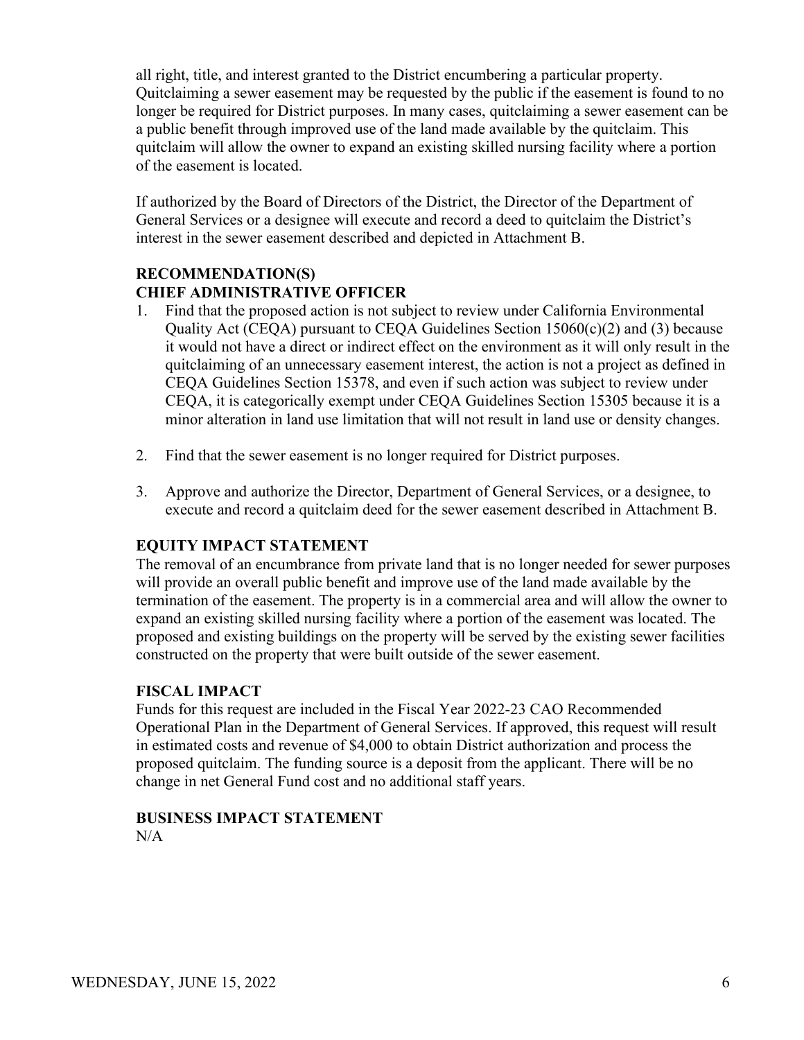all right, title, and interest granted to the District encumbering a particular property. Quitclaiming a sewer easement may be requested by the public if the easement is found to no longer be required for District purposes. In many cases, quitclaiming a sewer easement can be a public benefit through improved use of the land made available by the quitclaim. This quitclaim will allow the owner to expand an existing skilled nursing facility where a portion of the easement is located.

If authorized by the Board of Directors of the District, the Director of the Department of General Services or a designee will execute and record a deed to quitclaim the District's interest in the sewer easement described and depicted in Attachment B.

**RECOMMENDATION(S)**
**CHIEF ADMINISTRATIVE OFFICER**

1. Find that the proposed action is not subject to review under California Environmental Quality Act (CEQA) pursuant to CEQA Guidelines Section 15060(c)(2) and (3) because it would not have a direct or indirect effect on the environment as it will only result in the quitclaiming of an unnecessary easement interest, the action is not a project as defined in CEQA Guidelines Section 15378, and even if such action was subject to review under CEQA, it is categorically exempt under CEQA Guidelines Section 15305 because it is a minor alteration in land use limitation that will not result in land use or density changes.

2. Find that the sewer easement is no longer required for District purposes.

3. Approve and authorize the Director, Department of General Services, or a designee, to execute and record a quitclaim deed for the sewer easement described in Attachment B.

**EQUITY IMPACT STATEMENT**

The removal of an encumbrance from private land that is no longer needed for sewer purposes will provide an overall public benefit and improve use of the land made available by the termination of the easement. The property is in a commercial area and will allow the owner to expand an existing skilled nursing facility where a portion of the easement was located. The proposed and existing buildings on the property will be served by the existing sewer facilities constructed on the property that were built outside of the sewer easement.

**FISCAL IMPACT**

Funds for this request are included in the Fiscal Year 2022-23 CAO Recommended Operational Plan in the Department of General Services. If approved, this request will result in estimated costs and revenue of $4,000 to obtain District authorization and process the proposed quitclaim. The funding source is a deposit from the applicant. There will be no change in net General Fund cost and no additional staff years.

**BUSINESS IMPACT STATEMENT**

N/A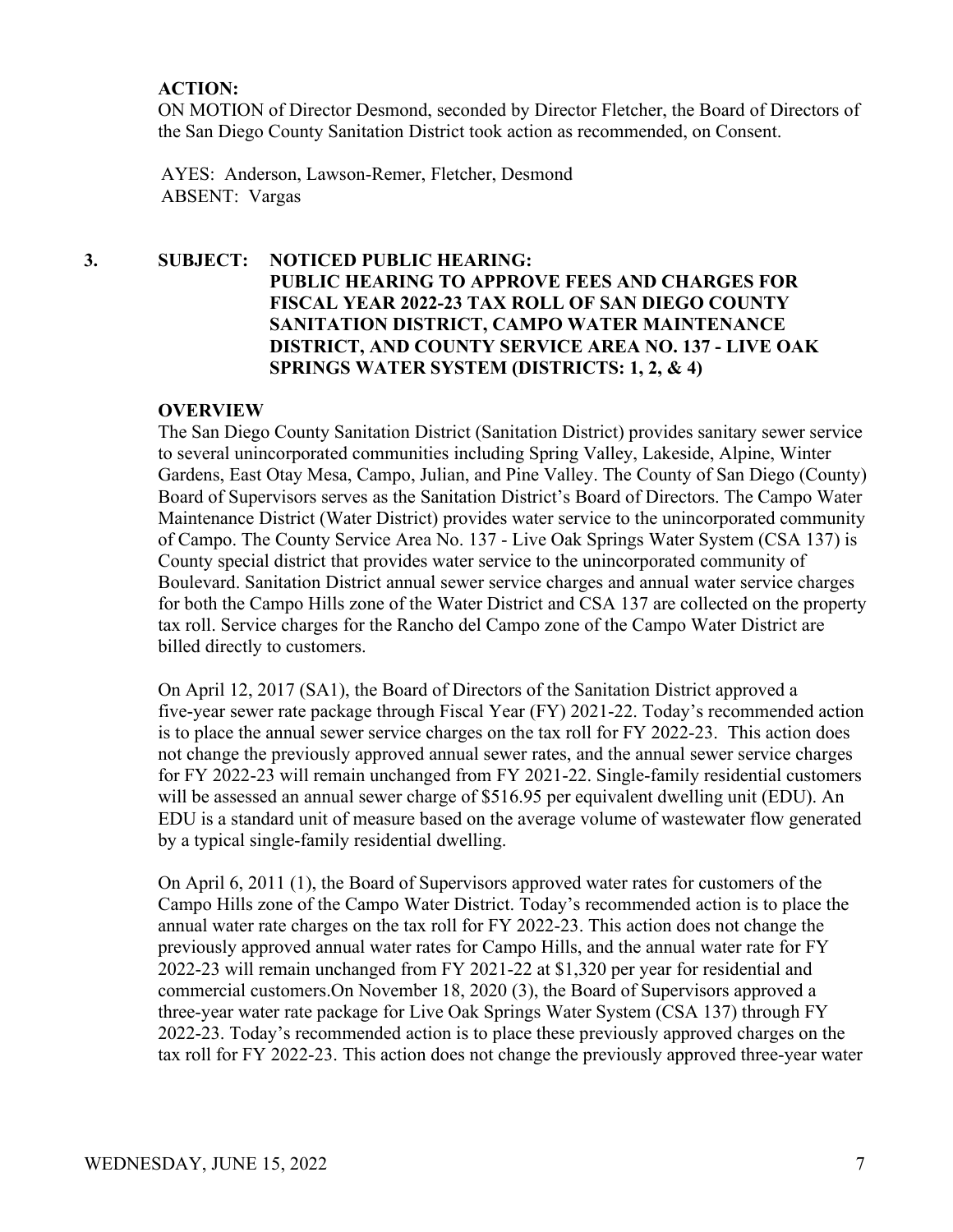**ACTION:**
ON MOTION of Director Desmond, seconded by Director Fletcher, the Board of Directors of the San Diego County Sanitation District took action as recommended, on Consent.

AYES: Anderson, Lawson-Remer, Fletcher, Desmond
ABSENT: Vargas

**3. SUBJECT: NOTICED PUBLIC HEARING: PUBLIC HEARING TO APPROVE FEES AND CHARGES FOR FISCAL YEAR 2022-23 TAX ROLL OF SAN DIEGO COUNTY SANITATION DISTRICT, CAMPO WATER MAINTENANCE DISTRICT, AND COUNTY SERVICE AREA NO. 137 - LIVE OAK SPRINGS WATER SYSTEM (DISTRICTS: 1, 2, & 4)**

**OVERVIEW**

The San Diego County Sanitation District (Sanitation District) provides sanitary sewer service to several unincorporated communities including Spring Valley, Lakeside, Alpine, Winter Gardens, East Otay Mesa, Campo, Julian, and Pine Valley. The County of San Diego (County) Board of Supervisors serves as the Sanitation District's Board of Directors. The Campo Water Maintenance District (Water District) provides water service to the unincorporated community of Campo. The County Service Area No. 137 - Live Oak Springs Water System (CSA 137) is County special district that provides water service to the unincorporated community of Boulevard. Sanitation District annual sewer service charges and annual water service charges for both the Campo Hills zone of the Water District and CSA 137 are collected on the property tax roll. Service charges for the Rancho del Campo zone of the Campo Water District are billed directly to customers.

On April 12, 2017 (SA1), the Board of Directors of the Sanitation District approved a five-year sewer rate package through Fiscal Year (FY) 2021-22. Today's recommended action is to place the annual sewer service charges on the tax roll for FY 2022-23. This action does not change the previously approved annual sewer rates, and the annual sewer service charges for FY 2022-23 will remain unchanged from FY 2021-22. Single-family residential customers will be assessed an annual sewer charge of $516.95 per equivalent dwelling unit (EDU). An EDU is a standard unit of measure based on the average volume of wastewater flow generated by a typical single-family residential dwelling.

On April 6, 2011 (1), the Board of Supervisors approved water rates for customers of the Campo Hills zone of the Campo Water District. Today's recommended action is to place the annual water rate charges on the tax roll for FY 2022-23. This action does not change the previously approved annual water rates for Campo Hills, and the annual water rate for FY 2022-23 will remain unchanged from FY 2021-22 at $1,320 per year for residential and commercial customers.On November 18, 2020 (3), the Board of Supervisors approved a three-year water rate package for Live Oak Springs Water System (CSA 137) through FY 2022-23. Today's recommended action is to place these previously approved charges on the tax roll for FY 2022-23. This action does not change the previously approved three-year water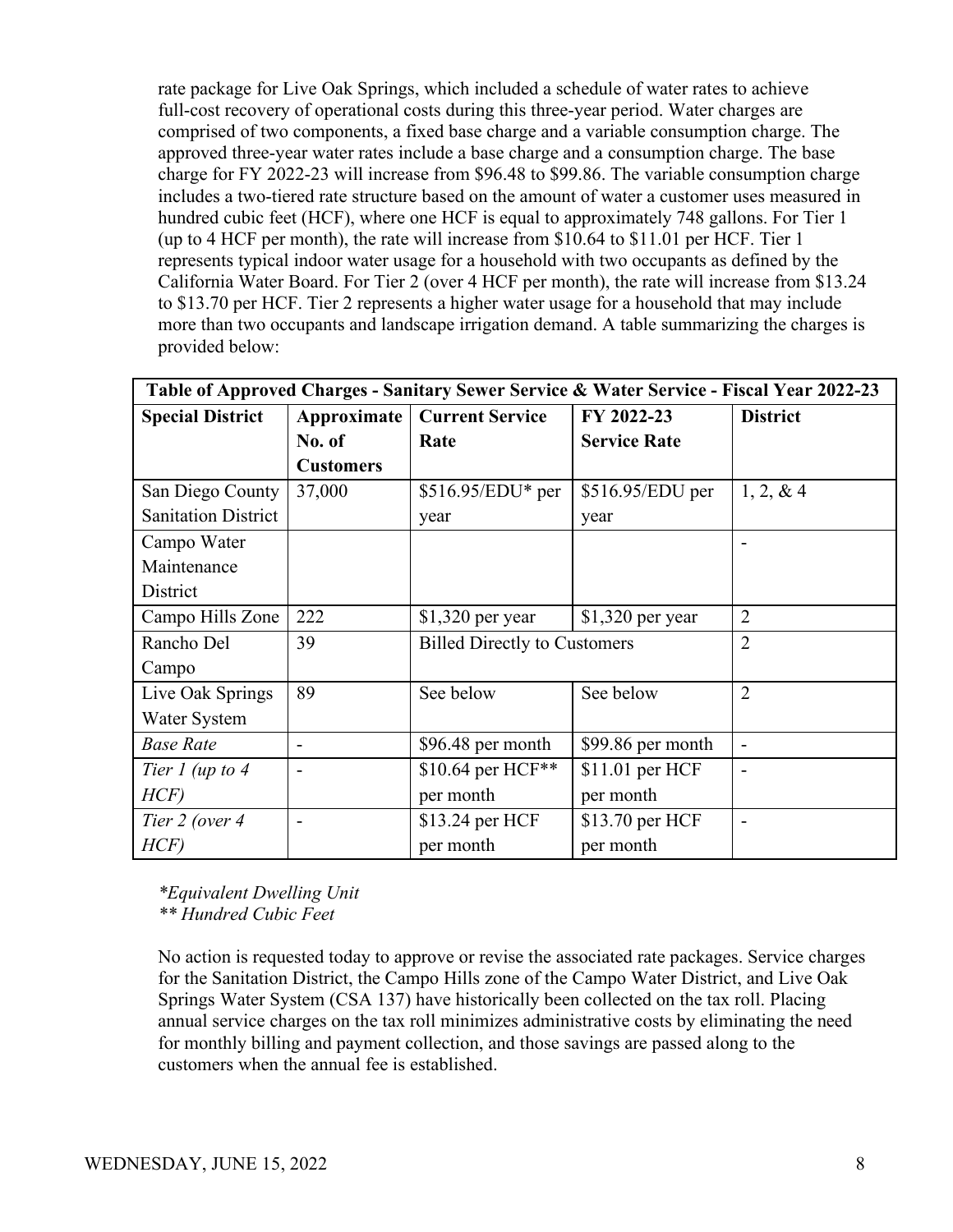rate package for Live Oak Springs, which included a schedule of water rates to achieve full-cost recovery of operational costs during this three-year period. Water charges are comprised of two components, a fixed base charge and a variable consumption charge. The approved three-year water rates include a base charge and a consumption charge. The base charge for FY 2022-23 will increase from $96.48 to $99.86. The variable consumption charge includes a two-tiered rate structure based on the amount of water a customer uses measured in hundred cubic feet (HCF), where one HCF is equal to approximately 748 gallons. For Tier 1 (up to 4 HCF per month), the rate will increase from $10.64 to $11.01 per HCF. Tier 1 represents typical indoor water usage for a household with two occupants as defined by the California Water Board. For Tier 2 (over 4 HCF per month), the rate will increase from $13.24 to $13.70 per HCF. Tier 2 represents a higher water usage for a household that may include more than two occupants and landscape irrigation demand. A table summarizing the charges is provided below:

| Table of Approved Charges - Sanitary Sewer Service & Water Service - Fiscal Year 2022-23 | | | | |
|---|---|---|---|---|
| **Special District** | **Approximate No. of Customers** | **Current Service Rate** | **FY 2022-23 Service Rate** | **District** |
| San Diego County Sanitation District | 37,000 | $516.95/EDU* per year | $516.95/EDU per year | 1, 2, & 4 |
| Campo Water Maintenance District | | | | - |
| Campo Hills Zone | 222 | $1,320 per year | $1,320 per year | 2 |
| Rancho Del Campo | 39 | Billed Directly to Customers | | 2 |
| Live Oak Springs Water System | 89 | See below | See below | 2 |
| *Base Rate* | - | $96.48 per month | $99.86 per month | - |
| *Tier 1 (up to 4 HCF)* | - | $10.64 per HCF** per month | $11.01 per HCF per month | - |
| *Tier 2 (over 4 HCF)* | - | $13.24 per HCF per month | $13.70 per HCF per month | - |

*\*Equivalent Dwelling Unit*
*\*\* Hundred Cubic Feet*

No action is requested today to approve or revise the associated rate packages. Service charges for the Sanitation District, the Campo Hills zone of the Campo Water District, and Live Oak Springs Water System (CSA 137) have historically been collected on the tax roll. Placing annual service charges on the tax roll minimizes administrative costs by eliminating the need for monthly billing and payment collection, and those savings are passed along to the customers when the annual fee is established.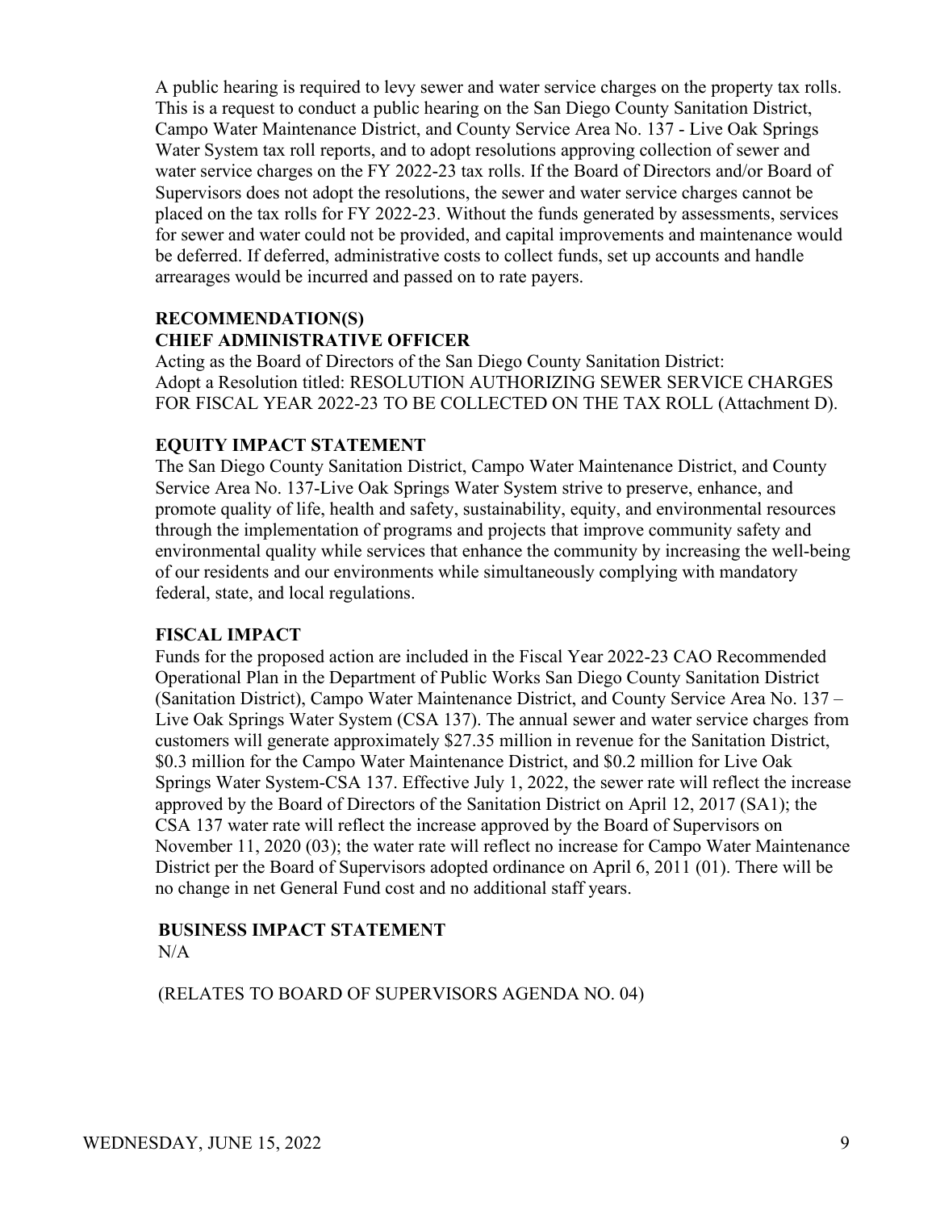A public hearing is required to levy sewer and water service charges on the property tax rolls. This is a request to conduct a public hearing on the San Diego County Sanitation District, Campo Water Maintenance District, and County Service Area No. 137 - Live Oak Springs Water System tax roll reports, and to adopt resolutions approving collection of sewer and water service charges on the FY 2022-23 tax rolls. If the Board of Directors and/or Board of Supervisors does not adopt the resolutions, the sewer and water service charges cannot be placed on the tax rolls for FY 2022-23. Without the funds generated by assessments, services for sewer and water could not be provided, and capital improvements and maintenance would be deferred. If deferred, administrative costs to collect funds, set up accounts and handle arrearages would be incurred and passed on to rate payers.

**RECOMMENDATION(S)**
**CHIEF ADMINISTRATIVE OFFICER**

Acting as the Board of Directors of the San Diego County Sanitation District:
Adopt a Resolution titled: RESOLUTION AUTHORIZING SEWER SERVICE CHARGES FOR FISCAL YEAR 2022-23 TO BE COLLECTED ON THE TAX ROLL (Attachment D).

**EQUITY IMPACT STATEMENT**

The San Diego County Sanitation District, Campo Water Maintenance District, and County Service Area No. 137-Live Oak Springs Water System strive to preserve, enhance, and promote quality of life, health and safety, sustainability, equity, and environmental resources through the implementation of programs and projects that improve community safety and environmental quality while services that enhance the community by increasing the well-being of our residents and our environments while simultaneously complying with mandatory federal, state, and local regulations.

**FISCAL IMPACT**

Funds for the proposed action are included in the Fiscal Year 2022-23 CAO Recommended Operational Plan in the Department of Public Works San Diego County Sanitation District (Sanitation District), Campo Water Maintenance District, and County Service Area No. 137 – Live Oak Springs Water System (CSA 137). The annual sewer and water service charges from customers will generate approximately $27.35 million in revenue for the Sanitation District, $0.3 million for the Campo Water Maintenance District, and $0.2 million for Live Oak Springs Water System-CSA 137. Effective July 1, 2022, the sewer rate will reflect the increase approved by the Board of Directors of the Sanitation District on April 12, 2017 (SA1); the CSA 137 water rate will reflect the increase approved by the Board of Supervisors on November 11, 2020 (03); the water rate will reflect no increase for Campo Water Maintenance District per the Board of Supervisors adopted ordinance on April 6, 2011 (01). There will be no change in net General Fund cost and no additional staff years.

**BUSINESS IMPACT STATEMENT**

N/A

(RELATES TO BOARD OF SUPERVISORS AGENDA NO. 04)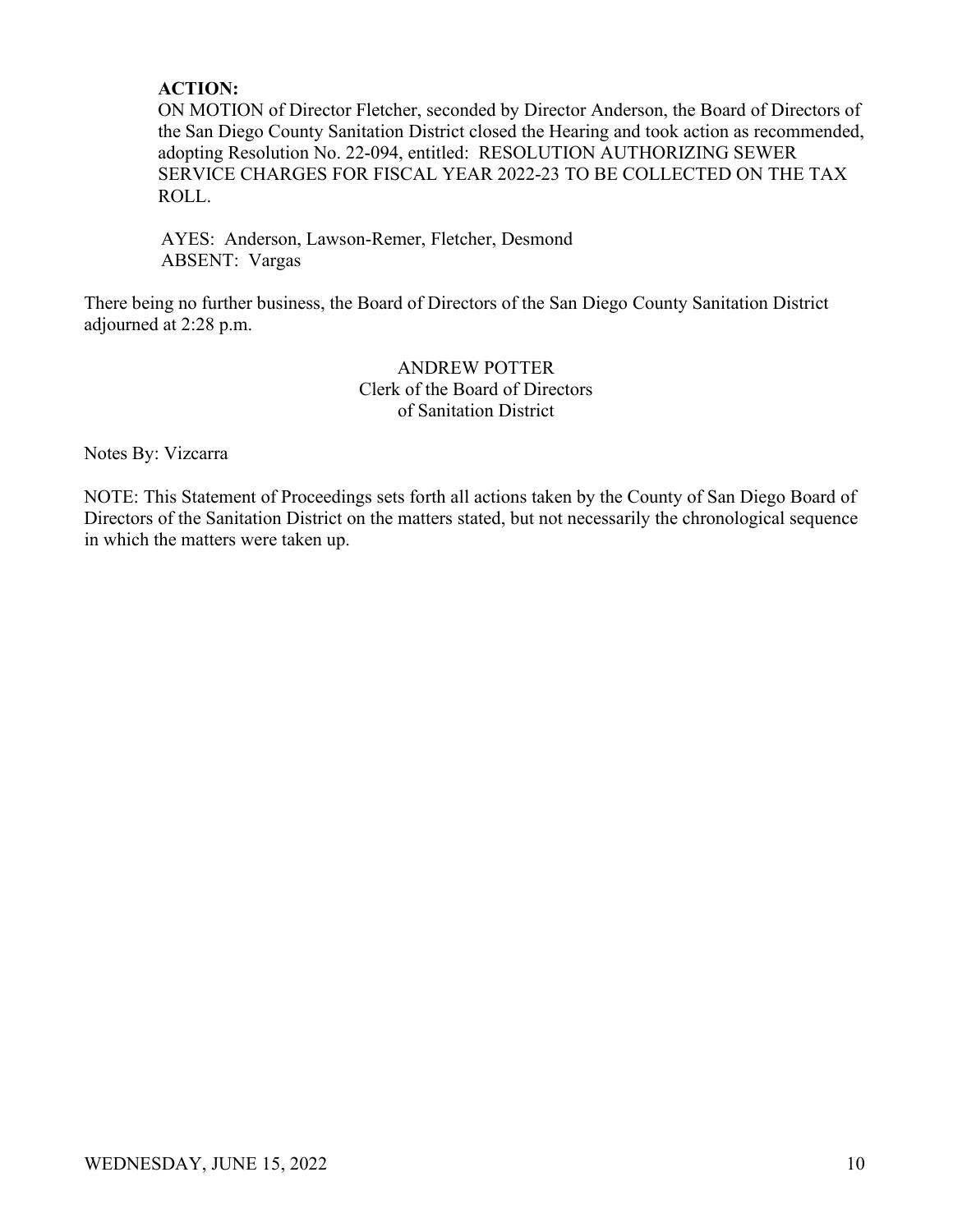**ACTION:**

ON MOTION of Director Fletcher, seconded by Director Anderson, the Board of Directors of the San Diego County Sanitation District closed the Hearing and took action as recommended, adopting Resolution No. 22-094, entitled: RESOLUTION AUTHORIZING SEWER SERVICE CHARGES FOR FISCAL YEAR 2022-23 TO BE COLLECTED ON THE TAX ROLL.

AYES: Anderson, Lawson-Remer, Fletcher, Desmond
ABSENT: Vargas

There being no further business, the Board of Directors of the San Diego County Sanitation District adjourned at 2:28 p.m.

ANDREW POTTER
Clerk of the Board of Directors
of Sanitation District

Notes By: Vizcarra

NOTE: This Statement of Proceedings sets forth all actions taken by the County of San Diego Board of Directors of the Sanitation District on the matters stated, but not necessarily the chronological sequence in which the matters were taken up.